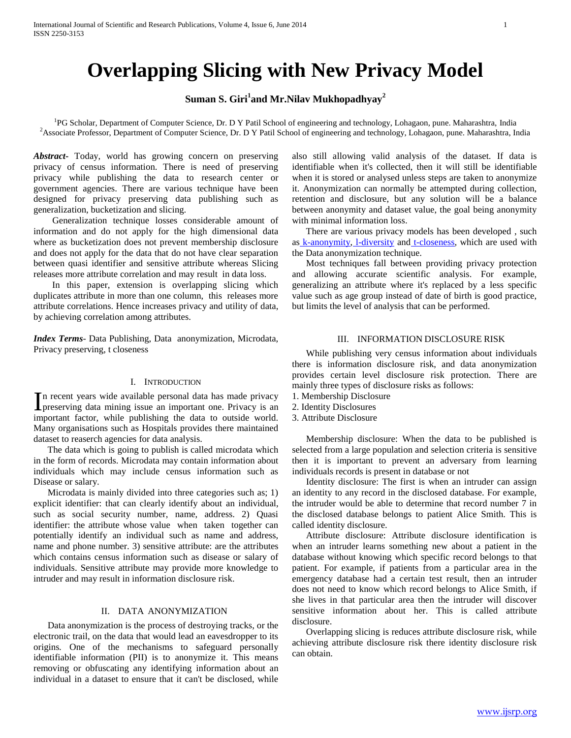# Overlapping Slicing with New Privacy Model

**Suman S. Giri[1] and Mr.Nilav Mukhopadhyay[2]**

[1]PG Scholar, Department of Computer Science, Dr. D Y Patil School of engineering and technology, Lohagaon, pune. Maharashtra, India
[2]Associate Professor, Department of Computer Science, Dr. D Y Patil School of engineering and technology, Lohagaon, pune. Maharashtra, India

***Abstract***- Today, world has growing concern on preserving privacy of census information. There is need of preserving privacy while publishing the data to research center or government agencies. There are various technique have been designed for privacy preserving data publishing such as generalization, bucketization and slicing.

Generalization technique losses considerable amount of information and do not apply for the high dimensional data where as bucketization does not prevent membership disclosure and does not apply for the data that do not have clear separation between quasi identifier and sensitive attribute whereas Slicing releases more attribute correlation and may result in data loss.

In this paper, extension is overlapping slicing which duplicates attribute in more than one column, this releases more attribute correlations. Hence increases privacy and utility of data, by achieving correlation among attributes.

***Index Terms***- Data Publishing, Data anonymization, Microdata, Privacy preserving, t closeness

## I. Introduction

In recent years wide available personal data has made privacy preserving data mining issue an important one. Privacy is an important factor, while publishing the data to outside world. Many organisations such as Hospitals provides there maintained dataset to reaserch agencies for data analysis.

The data which is going to publish is called microdata which in the form of records. Microdata may contain information about individuals which may include census information such as Disease or salary.

Microdata is mainly divided into three categories such as; 1) explicit identifier: that can clearly identify about an individual, such as social security number, name, address. 2) Quasi identifier: the attribute whose value when taken together can potentially identify an individual such as name and address, name and phone number. 3) sensitive attribute: are the attributes which contains census information such as disease or salary of individuals. Sensitive attribute may provide more knowledge to intruder and may result in information disclosure risk.

## II. DATA ANONYMIZATION

Data anonymization is the process of destroying tracks, or the electronic trail, on the data that would lead an eavesdropper to its origins. One of the mechanisms to safeguard personally identifiable information (PII) is to anonymize it. This means removing or obfuscating any identifying information about an individual in a dataset to ensure that it can't be disclosed, while also still allowing valid analysis of the dataset. If data is identifiable when it's collected, then it will still be identifiable when it is stored or analysed unless steps are taken to anonymize it. Anonymization can normally be attempted during collection, retention and disclosure, but any solution will be a balance between anonymity and dataset value, the goal being anonymity with minimal information loss.

There are various privacy models has been developed , such as k-anonymity, l-diversity and t-closeness, which are used with the Data anonymization technique.

Most techniques fall between providing privacy protection and allowing accurate scientific analysis. For example, generalizing an attribute where it's replaced by a less specific value such as age group instead of date of birth is good practice, but limits the level of analysis that can be performed.

## III. INFORMATION DISCLOSURE RISK

While publishing very census information about individuals there is information disclosure risk, and data anonymization provides certain level disclosure risk protection. There are mainly three types of disclosure risks as follows:

1. Membership Disclosure
2. Identity Disclosures
3. Attribute Disclosure

Membership disclosure: When the data to be published is selected from a large population and selection criteria is sensitive then it is important to prevent an adversary from learning individuals records is present in database or not

Identity disclosure: The first is when an intruder can assign an identity to any record in the disclosed database. For example, the intruder would be able to determine that record number 7 in the disclosed database belongs to patient Alice Smith. This is called identity disclosure.

Attribute disclosure: Attribute disclosure identification is when an intruder learns something new about a patient in the database without knowing which specific record belongs to that patient. For example, if patients from a particular area in the emergency database had a certain test result, then an intruder does not need to know which record belongs to Alice Smith, if she lives in that particular area then the intruder will discover sensitive information about her. This is called attribute disclosure.

Overlapping slicing is reduces attribute disclosure risk, while achieving attribute disclosure risk there identity disclosure risk can obtain.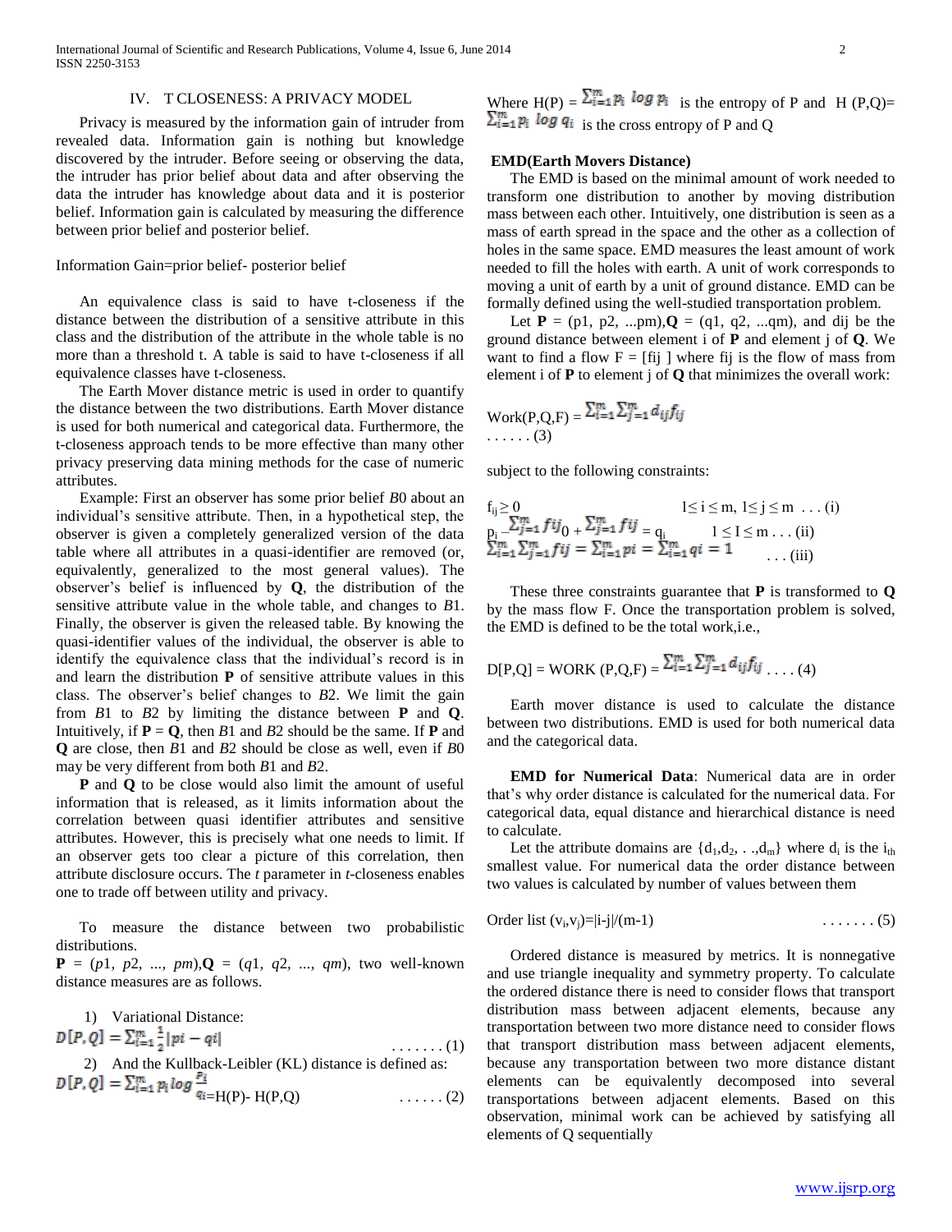## IV. T CLOSENESS: A PRIVACY MODEL

Privacy is measured by the information gain of intruder from revealed data. Information gain is nothing but knowledge discovered by the intruder. Before seeing or observing the data, the intruder has prior belief about data and after observing the data the intruder has knowledge about data and it is posterior belief. Information gain is calculated by measuring the difference between prior belief and posterior belief.

Information Gain=prior belief- posterior belief

An equivalence class is said to have t-closeness if the distance between the distribution of a sensitive attribute in this class and the distribution of the attribute in the whole table is no more than a threshold t. A table is said to have t-closeness if all equivalence classes have t-closeness.

The Earth Mover distance metric is used in order to quantify the distance between the two distributions. Earth Mover distance is used for both numerical and categorical data. Furthermore, the t-closeness approach tends to be more effective than many other privacy preserving data mining methods for the case of numeric attributes.

Example: First an observer has some prior belief *B*0 about an individual's sensitive attribute. Then, in a hypothetical step, the observer is given a completely generalized version of the data table where all attributes in a quasi-identifier are removed (or, equivalently, generalized to the most general values). The observer's belief is influenced by **Q**, the distribution of the sensitive attribute value in the whole table, and changes to *B*1. Finally, the observer is given the released table. By knowing the quasi-identifier values of the individual, the observer is able to identify the equivalence class that the individual's record is in and learn the distribution **P** of sensitive attribute values in this class. The observer's belief changes to *B*2. We limit the gain from *B*1 to *B*2 by limiting the distance between **P** and **Q**. Intuitively, if **P** = **Q**, then *B*1 and *B*2 should be the same. If **P** and **Q** are close, then *B*1 and *B*2 should be close as well, even if *B*0 may be very different from both *B*1 and *B*2.

**P** and **Q** to be close would also limit the amount of useful information that is released, as it limits information about the correlation between quasi identifier attributes and sensitive attributes. However, this is precisely what one needs to limit. If an observer gets too clear a picture of this correlation, then attribute disclosure occurs. The *t* parameter in *t*-closeness enables one to trade off between utility and privacy.

To measure the distance between two probabilistic distributions.

**P** = (*p*1, *p*2, ..., *pm*),**Q** = (*q*1, *q*2, ..., *qm*), two well-known distance measures are as follows.

1) Variational Distance:

$$D[P,Q] = \sum_{i=1}^{m} \frac{1}{2}|pi - qi| \quad \ldots\ldots\ (1)$$

2) And the Kullback-Leibler (KL) distance is defined as:

$$D[P,Q] = \sum_{i=1}^{m} p_i \log \frac{p_i}{q_i} = H(P) - H(P,Q) \quad \ldots\ldots\ (2)$$

Where $H(P) = \sum_{i=1}^{m} p_i \log p_i$ is the entropy of P and $H(P,Q) = \sum_{i=1}^{m} p_i \log q_i$ is the cross entropy of P and Q

**EMD(Earth Movers Distance)**

The EMD is based on the minimal amount of work needed to transform one distribution to another by moving distribution mass between each other. Intuitively, one distribution is seen as a mass of earth spread in the space and the other as a collection of holes in the same space. EMD measures the least amount of work needed to fill the holes with earth. A unit of work corresponds to moving a unit of earth by a unit of ground distance. EMD can be formally defined using the well-studied transportation problem.

Let **P** = (p1, p2, ...pm),**Q** = (q1, q2, ...qm), and dij be the ground distance between element i of **P** and element j of **Q**. We want to find a flow F = [fij ] where fij is the flow of mass from element i of **P** to element j of **Q** that minimizes the overall work:

$$Work(P,Q,F) = \sum_{i=1}^{m}\sum_{j=1}^{m} d_{ij} f_{ij} \quad \ldots\ldots\ (3)$$

subject to the following constraints:

$$f_{ij} \geq 0 \qquad 1 \leq i \leq m,\ 1 \leq j \leq m \ \ldots\ (i)$$

$$p_i - \sum_{j=1}^{m} fij_0 + \sum_{j=1}^{m} fij = q_i \qquad 1 \leq I \leq m \ldots\ (ii)$$

$$\sum_{i=1}^{m}\sum_{j=1}^{m} fij = \sum_{i=1}^{m} pi = \sum_{i=1}^{m} qi = 1 \qquad \ldots\ (iii)$$

These three constraints guarantee that **P** is transformed to **Q** by the mass flow F. Once the transportation problem is solved, the EMD is defined to be the total work,i.e.,

$$D[P,Q] = WORK\ (P,Q,F) = \sum_{i=1}^{m}\sum_{j=1}^{m} d_{ij} f_{ij} \quad \ldots\ (4)$$

Earth mover distance is used to calculate the distance between two distributions. EMD is used for both numerical data and the categorical data.

**EMD for Numerical Data**: Numerical data are in order that's why order distance is calculated for the numerical data. For categorical data, equal distance and hierarchical distance is need to calculate.

Let the attribute domains are $\{d_1, d_2, \ldots, d_m\}$ where $d_i$ is the $i_{th}$ smallest value. For numerical data the order distance between two values is calculated by number of values between them

$$\text{Order list}\ (v_i, v_j) = |i-j|/(m-1) \quad \ldots\ldots\ (5)$$

Ordered distance is measured by metrics. It is nonnegative and use triangle inequality and symmetry property. To calculate the ordered distance there is need to consider flows that transport distribution mass between adjacent elements, because any transportation between two more distance need to consider flows that transport distribution mass between adjacent elements, because any transportation between two more distance distant elements can be equivalently decomposed into several transportations between adjacent elements. Based on this observation, minimal work can be achieved by satisfying all elements of Q sequentially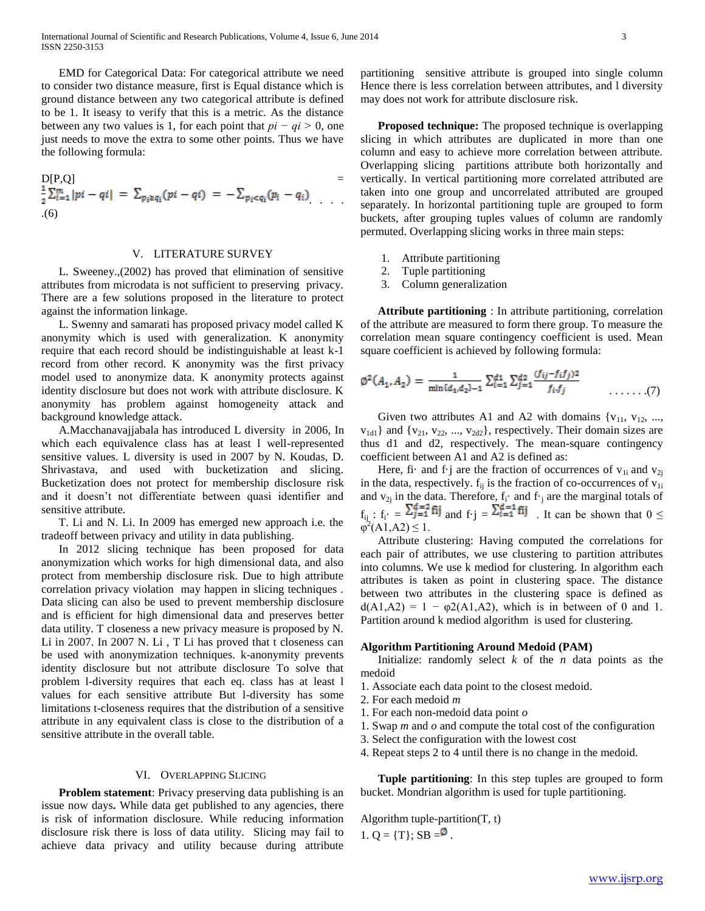EMD for Categorical Data: For categorical attribute we need to consider two distance measure, first is Equal distance which is ground distance between any two categorical attribute is defined to be 1. It iseasy to verify that this is a metric. As the distance between any two values is 1, for each point that $pi - qi > 0$, one just needs to move the extra to some other points. Thus we have the following formula:

$$D[P,Q] = \frac{1}{2}\sum_{i=1}^{m}|pi - qi| = \sum_{p_i \geq q_i}(pi - qi) = -\sum_{p_i < q_i}(p_i - q_i) \quad .......(6)$$

## V. LITERATURE SURVEY

L. Sweeney.,(2002) has proved that elimination of sensitive attributes from microdata is not sufficient to preserving privacy. There are a few solutions proposed in the literature to protect against the information linkage.

L. Swenny and samarati has proposed privacy model called K anonymity which is used with generalization. K anonymity require that each record should be indistinguishable at least k-1 record from other record. K anonymity was the first privacy model used to anonymize data. K anonymity protects against identity disclosure but does not work with attribute disclosure. K anonymity has problem against homogeneity attack and background knowledge attack.

A.Macchanavajjabala has introduced L diversity in 2006, In which each equivalence class has at least l well-represented sensitive values. L diversity is used in 2007 by N. Koudas, D. Shrivastava, and used with bucketization and slicing. Bucketization does not protect for membership disclosure risk and it doesn't not differentiate between quasi identifier and sensitive attribute.

T. Li and N. Li. In 2009 has emerged new approach i.e. the tradeoff between privacy and utility in data publishing.

In 2012 slicing technique has been proposed for data anonymization which works for high dimensional data, and also protect from membership disclosure risk. Due to high attribute correlation privacy violation may happen in slicing techniques . Data slicing can also be used to prevent membership disclosure and is efficient for high dimensional data and preserves better data utility. T closeness a new privacy measure is proposed by N. Li in 2007. In 2007 N. Li , T Li has proved that t closeness can be used with anonymization techniques. k-anonymity prevents identity disclosure but not attribute disclosure To solve that problem l-diversity requires that each eq. class has at least l values for each sensitive attribute But l-diversity has some limitations t-closeness requires that the distribution of a sensitive attribute in any equivalent class is close to the distribution of a sensitive attribute in the overall table.

## VI. OVERLAPPING SLICING

**Problem statement**: Privacy preserving data publishing is an issue now days**.** While data get published to any agencies, there is risk of information disclosure. While reducing information disclosure risk there is loss of data utility. Slicing may fail to achieve data privacy and utility because during attribute partitioning sensitive attribute is grouped into single column Hence there is less correlation between attributes, and l diversity may does not work for attribute disclosure risk.

**Proposed technique:** The proposed technique is overlapping slicing in which attributes are duplicated in more than one column and easy to achieve more correlation between attribute. Overlapping slicing partitions attribute both horizontally and vertically. In vertical partitioning more correlated attributed are taken into one group and uncorrelated attributed are grouped separately. In horizontal partitioning tuple are grouped to form buckets, after grouping tuples values of column are randomly permuted. Overlapping slicing works in three main steps:

1. Attribute partitioning
2. Tuple partitioning
3. Column generalization

**Attribute partitioning** : In attribute partitioning, correlation of the attribute are measured to form there group. To measure the correlation mean square contingency coefficient is used. Mean square coefficient is achieved by following formula:

$$\phi^2(A_1, A_2) = \frac{1}{\min\{d_1, d_2\} - 1}\sum_{i=1}^{d1}\sum_{j=1}^{d2}\frac{(f_{ij} - f_i f_j)^2}{f_i f_j} \quad .......(7)$$

Given two attributes A1 and A2 with domains $\{v_{11}, v_{12}, ..., v_{1d1}\}$ and $\{v_{21}, v_{22}, ..., v_{2d2}\}$, respectively. Their domain sizes are thus d1 and d2, respectively. The mean-square contingency coefficient between A1 and A2 is defined as:

Here, $f_i\cdot$ and $f\cdot j$ are the fraction of occurrences of $v_{1i}$ and $v_{2j}$ in the data, respectively. $f_{ij}$ is the fraction of co-occurrences of $v_{1i}$ and $v_{2j}$ in the data. Therefore, $f_i\cdot$ and $f\cdot_j$ are the marginal totals of $f_{ij}$ : $f_i\cdot = \sum_{j=1}^{d=2} fij$ and $f\cdot j = \sum_{i=1}^{d=1} fij$ . It can be shown that $0 \leq \varphi^2(A1,A2) \leq 1$.

Attribute clustering: Having computed the correlations for each pair of attributes, we use clustering to partition attributes into columns. We use k mediod for clustering. In algorithm each attributes is taken as point in clustering space. The distance between two attributes in the clustering space is defined as $d(A1,A2) = 1 - \varphi2(A1,A2)$, which is in between of 0 and 1. Partition around k mediod algorithm is used for clustering.

**Algorithm Partitioning Around Medoid (PAM)**

Initialize: randomly select *k* of the *n* data points as the medoid

1. Associate each data point to the closest medoid.
2. For each medoid *m*
1. For each non-medoid data point *o*
1. Swap *m* and *o* and compute the total cost of the configuration
3. Select the configuration with the lowest cost
4. Repeat steps 2 to 4 until there is no change in the medoid.

**Tuple partitioning**: In this step tuples are grouped to form bucket. Mondrian algorithm is used for tuple partitioning.

Algorithm tuple-partition(T, t)

1. Q = {T}; SB =$\emptyset$ .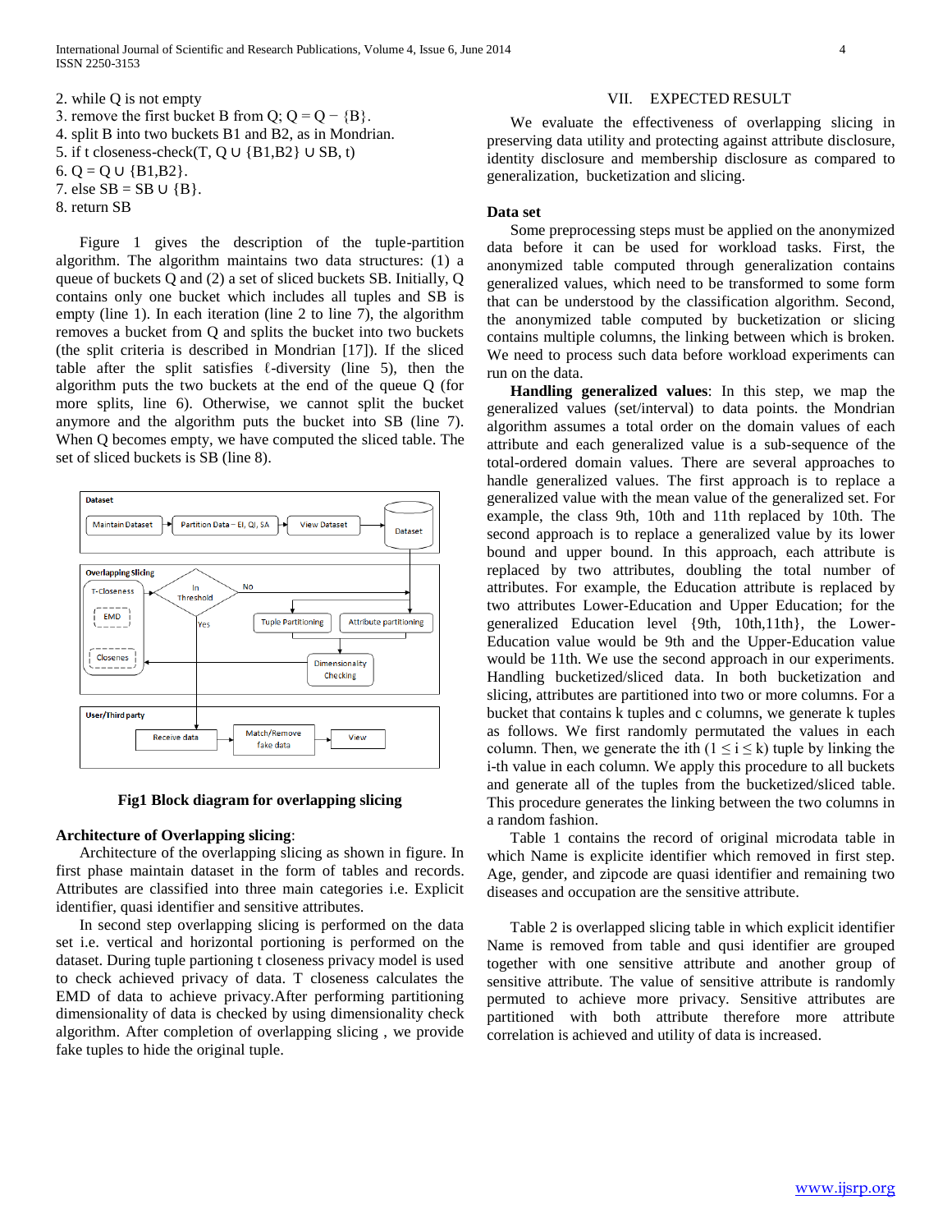2. while Q is not empty
3. remove the first bucket B from Q; Q = Q − {B}.
4. split B into two buckets B1 and B2, as in Mondrian.
5. if t closeness-check(T, Q ∪ {B1,B2} ∪ SB, t)
6. Q = Q ∪ {B1,B2}.
7. else SB = SB ∪ {B}.
8. return SB

Figure 1 gives the description of the tuple-partition algorithm. The algorithm maintains two data structures: (1) a queue of buckets Q and (2) a set of sliced buckets SB. Initially, Q contains only one bucket which includes all tuples and SB is empty (line 1). In each iteration (line 2 to line 7), the algorithm removes a bucket from Q and splits the bucket into two buckets (the split criteria is described in Mondrian [17]). If the sliced table after the split satisfies ℓ-diversity (line 5), then the algorithm puts the two buckets at the end of the queue Q (for more splits, line 6). Otherwise, we cannot split the bucket anymore and the algorithm puts the bucket into SB (line 7). When Q becomes empty, we have computed the sliced table. The set of sliced buckets is SB (line 8).

**Fig1 Block diagram for overlapping slicing**

**Architecture of Overlapping slicing**:

Architecture of the overlapping slicing as shown in figure. In first phase maintain dataset in the form of tables and records. Attributes are classified into three main categories i.e. Explicit identifier, quasi identifier and sensitive attributes.

In second step overlapping slicing is performed on the data set i.e. vertical and horizontal portioning is performed on the dataset. During tuple portioning t closeness privacy model is used to check achieved privacy of data. T closeness calculates the EMD of data to achieve privacy.After performing partitioning dimensionality of data is checked by using dimensionality check algorithm. After completion of overlapping slicing , we provide fake tuples to hide the original tuple.

## VII. EXPECTED RESULT

We evaluate the effectiveness of overlapping slicing in preserving data utility and protecting against attribute disclosure, identity disclosure and membership disclosure as compared to generalization, bucketization and slicing.

**Data set**

Some preprocessing steps must be applied on the anonymized data before it can be used for workload tasks. First, the anonymized table computed through generalization contains generalized values, which need to be transformed to some form that can be understood by the classification algorithm. Second, the anonymized table computed by bucketization or slicing contains multiple columns, the linking between which is broken. We need to process such data before workload experiments can run on the data.

**Handling generalized values**: In this step, we map the generalized values (set/interval) to data points. the Mondrian algorithm assumes a total order on the domain values of each attribute and each generalized value is a sub-sequence of the total-ordered domain values. There are several approaches to handle generalized values. The first approach is to replace a generalized value with the mean value of the generalized set. For example, the class 9th, 10th and 11th replaced by 10th. The second approach is to replace a generalized value by its lower bound and upper bound. In this approach, each attribute is replaced by two attributes, doubling the total number of attributes. For example, the Education attribute is replaced by two attributes Lower-Education and Upper Education; for the generalized Education level {9th, 10th,11th}, the Lower-Education value would be 9th and the Upper-Education value would be 11th. We use the second approach in our experiments. Handling bucketized/sliced data. In both bucketization and slicing, attributes are partitioned into two or more columns. For a bucket that contains k tuples and c columns, we generate k tuples as follows. We first randomly permutated the values in each column. Then, we generate the ith ($1 \leq i \leq k$) tuple by linking the i-th value in each column. We apply this procedure to all buckets and generate all of the tuples from the bucketized/sliced table. This procedure generates the linking between the two columns in a random fashion.

Table 1 contains the record of original microdata table in which Name is explicite identifier which removed in first step. Age, gender, and zipcode are quasi identifier and remaining two diseases and occupation are the sensitive attribute.

Table 2 is overlapped slicing table in which explicit identifier Name is removed from table and qusi identifier are grouped together with one sensitive attribute and another group of sensitive attribute. The value of sensitive attribute is randomly permuted to achieve more privacy. Sensitive attributes are partitioned with both attribute therefore more attribute correlation is achieved and utility of data is increased.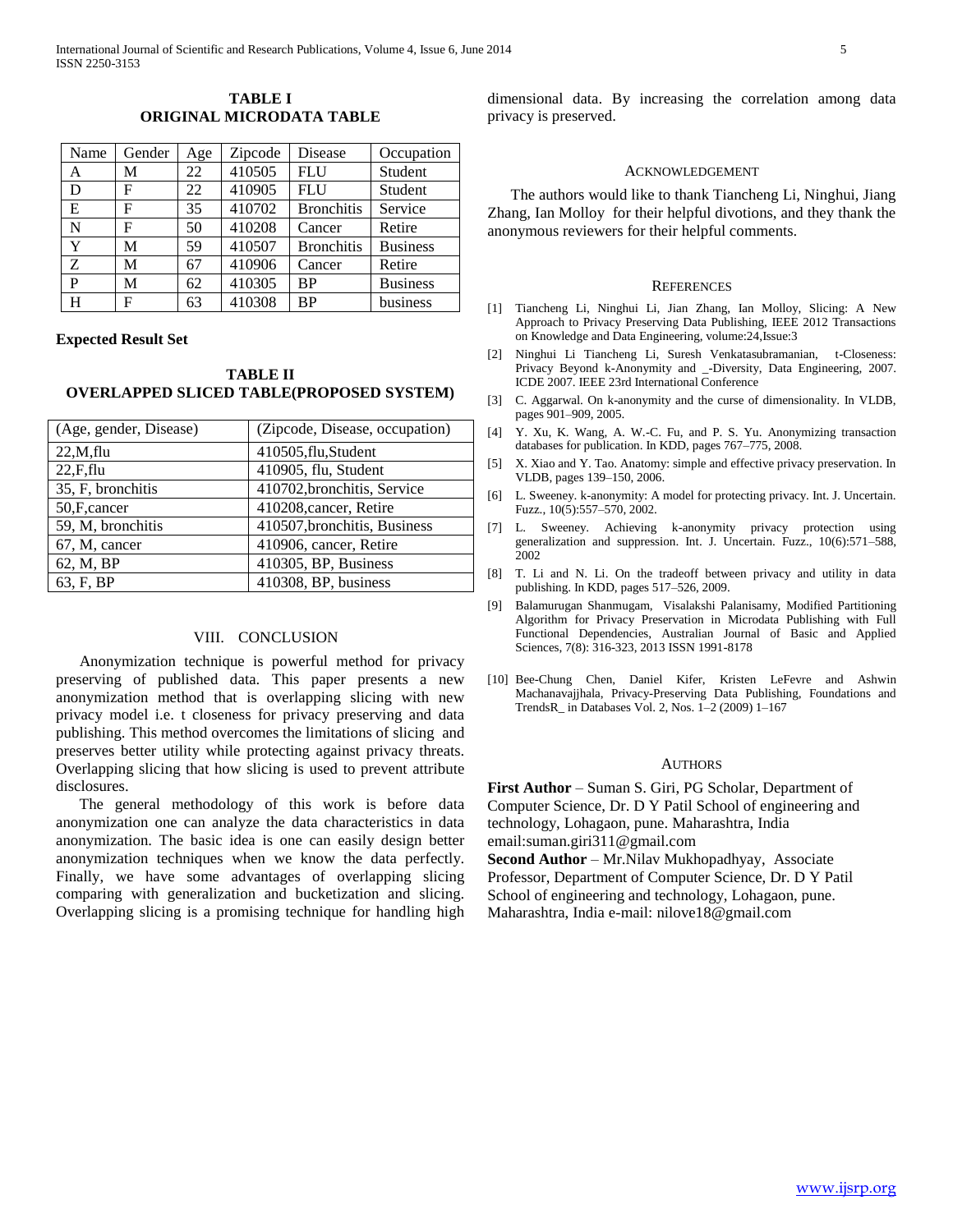**TABLE I**
**ORIGINAL MICRODATA TABLE**

| Name | Gender | Age | Zipcode | Disease | Occupation |
|---|---|---|---|---|---|
| A | M | 22 | 410505 | FLU | Student |
| D | F | 22 | 410905 | FLU | Student |
| E | F | 35 | 410702 | Bronchitis | Service |
| N | F | 50 | 410208 | Cancer | Retire |
| Y | M | 59 | 410507 | Bronchitis | Business |
| Z | M | 67 | 410906 | Cancer | Retire |
| P | M | 62 | 410305 | BP | Business |
| H | F | 63 | 410308 | BP | business |

**Expected Result Set**

**TABLE II**
**OVERLAPPED SLICED TABLE(PROPOSED SYSTEM)**

| (Age, gender, Disease) | (Zipcode, Disease, occupation) |
|---|---|
| 22,M,flu | 410505,flu,Student |
| 22,F,flu | 410905, flu, Student |
| 35, F, bronchitis | 410702,bronchitis, Service |
| 50,F,cancer | 410208,cancer, Retire |
| 59, M, bronchitis | 410507,bronchitis, Business |
| 67, M, cancer | 410906, cancer, Retire |
| 62, M, BP | 410305, BP, Business |
| 63, F, BP | 410308, BP, business |

## VIII. CONCLUSION

Anonymization technique is powerful method for privacy preserving of published data. This paper presents a new anonymization method that is overlapping slicing with new privacy model i.e. t closeness for privacy preserving and data publishing. This method overcomes the limitations of slicing and preserves better utility while protecting against privacy threats. Overlapping slicing that how slicing is used to prevent attribute disclosures.

The general methodology of this work is before data anonymization one can analyze the data characteristics in data anonymization. The basic idea is one can easily design better anonymization techniques when we know the data perfectly. Finally, we have some advantages of overlapping slicing comparing with generalization and bucketization and slicing. Overlapping slicing is a promising technique for handling high dimensional data. By increasing the correlation among data privacy is preserved.

## ACKNOWLEDGEMENT

The authors would like to thank Tiancheng Li, Ninghui, Jiang Zhang, Ian Molloy for their helpful divotions, and they thank the anonymous reviewers for their helpful comments.

## REFERENCES

[1] Tiancheng Li, Ninghui Li, Jian Zhang, Ian Molloy, Slicing: A New Approach to Privacy Preserving Data Publishing, IEEE 2012 Transactions on Knowledge and Data Engineering, volume:24,Issue:3

[2] Ninghui Li Tiancheng Li, Suresh Venkatasubramanian, t-Closeness: Privacy Beyond k-Anonymity and _-Diversity, Data Engineering, 2007. ICDE 2007. IEEE 23rd International Conference

[3] C. Aggarwal. On k-anonymity and the curse of dimensionality. In VLDB, pages 901–909, 2005.

[4] Y. Xu, K. Wang, A. W.-C. Fu, and P. S. Yu. Anonymizing transaction databases for publication. In KDD, pages 767–775, 2008.

[5] X. Xiao and Y. Tao. Anatomy: simple and effective privacy preservation. In VLDB, pages 139–150, 2006.

[6] L. Sweeney. k-anonymity: A model for protecting privacy. Int. J. Uncertain. Fuzz., 10(5):557–570, 2002.

[7] L. Sweeney. Achieving k-anonymity privacy protection using generalization and suppression. Int. J. Uncertain. Fuzz., 10(6):571–588, 2002

[8] T. Li and N. Li. On the tradeoff between privacy and utility in data publishing. In KDD, pages 517–526, 2009.

[9] Balamurugan Shanmugam, Visalakshi Palanisamy, Modified Partitioning Algorithm for Privacy Preservation in Microdata Publishing with Full Functional Dependencies, Australian Journal of Basic and Applied Sciences, 7(8): 316-323, 2013 ISSN 1991-8178

[10] Bee-Chung Chen, Daniel Kifer, Kristen LeFevre and Ashwin Machanavajjhala, Privacy-Preserving Data Publishing, Foundations and TrendsR_ in Databases Vol. 2, Nos. 1–2 (2009) 1–167

## AUTHORS

**First Author** – Suman S. Giri, PG Scholar, Department of Computer Science, Dr. D Y Patil School of engineering and technology, Lohagaon, pune. Maharashtra, India email:suman.giri311@gmail.com

**Second Author** – Mr.Nilav Mukhopadhyay, Associate Professor, Department of Computer Science, Dr. D Y Patil School of engineering and technology, Lohagaon, pune. Maharashtra, India e-mail: nilove18@gmail.com